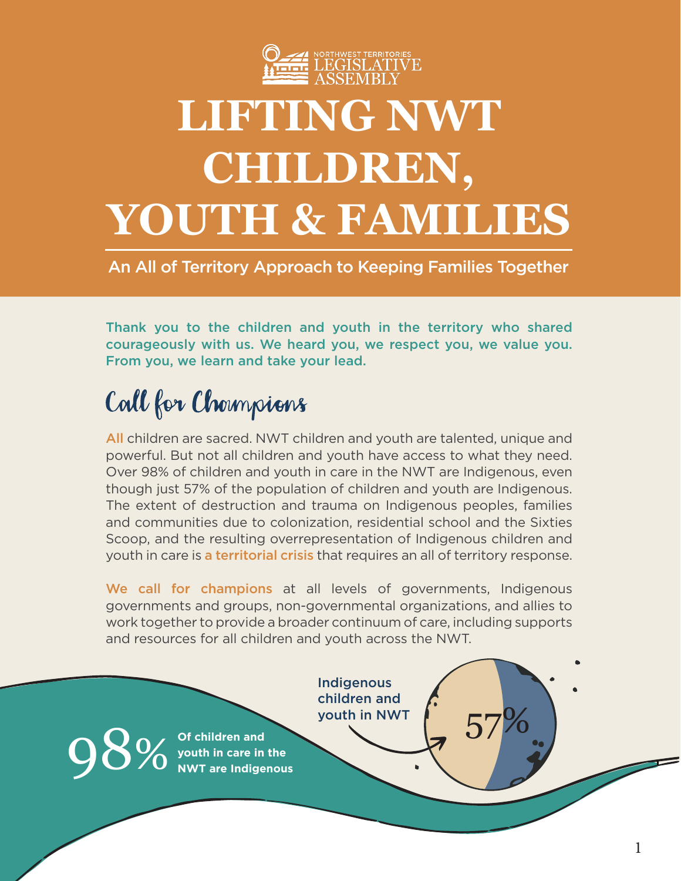NORTHWEST TERRITORIES LEGISLATIVE ASSEMBLY

# LIFTING NWT CHILDREN, YOUTH & FAMILIES

An All of Territory Approach to Keeping Families Together

**Thank you to the children and youth in the territory who shared courageously with us. We heard you, we respect you, we value you. From you, we learn and take your lead.**

## Call for Champions

All children are sacred. NWT children and youth are talented, unique and powerful. But not all children and youth have access to what they need. Over 98% of children and youth in care in the NWT are Indigenous, even though just 57% of the population of children and youth are Indigenous. The extent of destruction and trauma on Indigenous peoples, families and communities due to colonization, residential school and the Sixties Scoop, and the resulting overrepresentation of Indigenous children and youth in care is **a territorial crisis** that requires an all of territory response.

**We call for champions** at all levels of governments, Indigenous governments and groups, non-governmental organizations, and allies to work together to provide a broader continuum of care, including supports and resources for all children and youth across the NWT.

98% Of children and youth in care in the NWT are Indigenous

57% Indigenous children and youth in NWT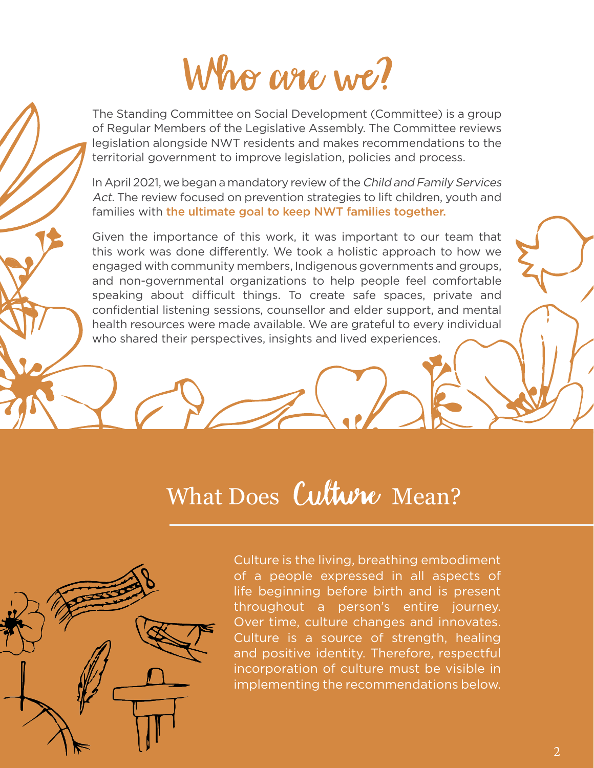# Who are we?

The Standing Committee on Social Development (Committee) is a group of Regular Members of the Legislative Assembly. The Committee reviews legislation alongside NWT residents and makes recommendations to the territorial government to improve legislation, policies and process.

In April 2021, we began a mandatory review of the *Child and Family Services Act*. The review focused on prevention strategies to lift children, youth and families with **the ultimate goal to keep NWT families together.**

Given the importance of this work, it was important to our team that this work was done differently. We took a holistic approach to how we engaged with community members, Indigenous governments and groups, and non-governmental organizations to help people feel comfortable speaking about difficult things. To create safe spaces, private and confidential listening sessions, counsellor and elder support, and mental health resources were made available. We are grateful to every individual who shared their perspectives, insights and lived experiences.

## What Does Culture Mean?

Culture is the living, breathing embodiment of a people expressed in all aspects of life beginning before birth and is present throughout a person's entire journey. Over time, culture changes and innovates. Culture is a source of strength, healing and positive identity. Therefore, respectful incorporation of culture must be visible in implementing the recommendations below.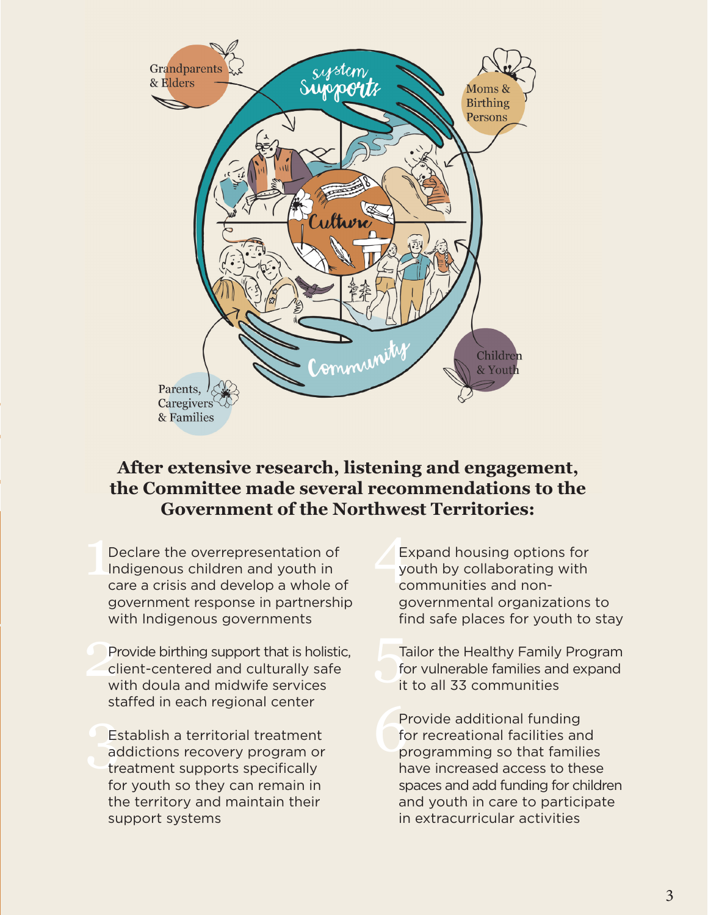Grandparents & Elders

System Supports

Moms & Birthing Persons

Culture

Community

Children & Youth

Parents, Caregivers & Families

**After extensive research, listening and engagement, the Committee made several recommendations to the Government of the Northwest Territories:**

1. Declare the overrepresentation of Indigenous children and youth in care a crisis and develop a whole of government response in partnership with Indigenous governments
2. Provide birthing support that is holistic, client-centered and culturally safe with doula and midwife services staffed in each regional center
3. Establish a territorial treatment addictions recovery program or treatment supports specifically for youth so they can remain in the territory and maintain their support systems
4. Expand housing options for youth by collaborating with communities and non-governmental organizations to find safe places for youth to stay
5. Tailor the Healthy Family Program for vulnerable families and expand it to all 33 communities
6. Provide additional funding for recreational facilities and programming so that families have increased access to these spaces and add funding for children and youth in care to participate in extracurricular activities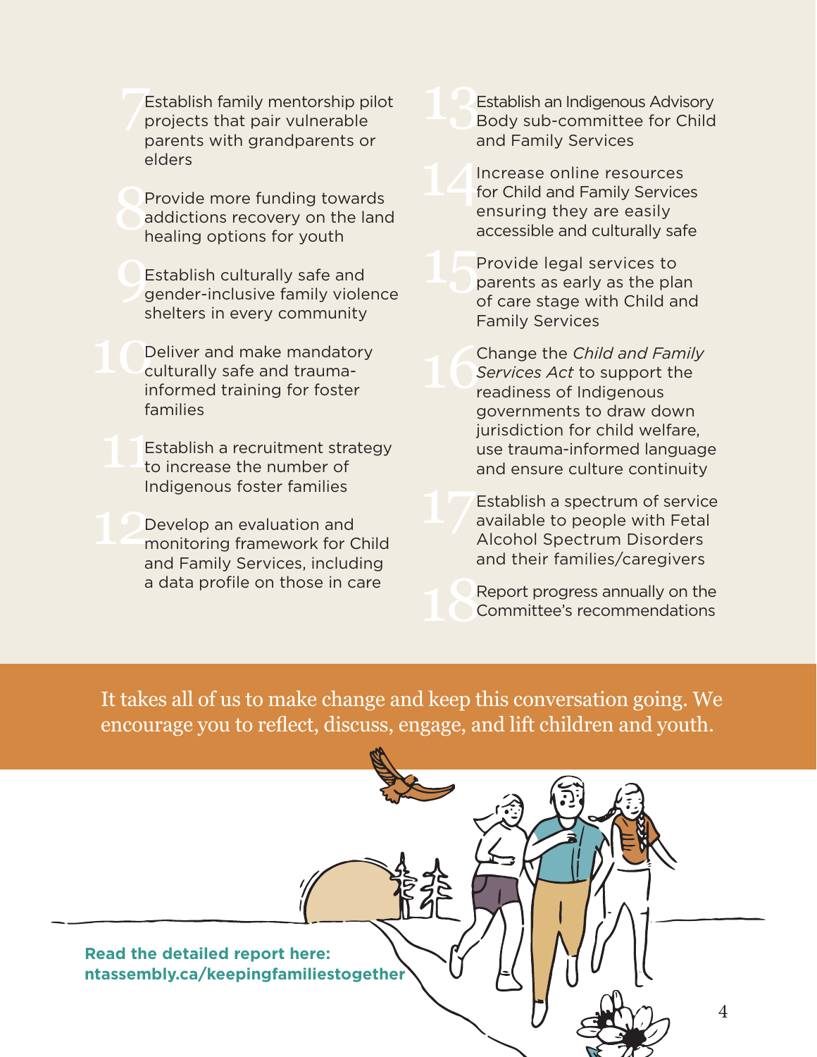7. Establish family mentorship pilot projects that pair vulnerable parents with grandparents or elders
8. Provide more funding towards addictions recovery on the land healing options for youth
9. Establish culturally safe and gender-inclusive family violence shelters in every community
10. Deliver and make mandatory culturally safe and trauma-informed training for foster families
11. Establish a recruitment strategy to increase the number of Indigenous foster families
12. Develop an evaluation and monitoring framework for Child and Family Services, including a data profile on those in care
13. Establish an Indigenous Advisory Body sub-committee for Child and Family Services
14. Increase online resources for Child and Family Services ensuring they are easily accessible and culturally safe
15. Provide legal services to parents as early as the plan of care stage with Child and Family Services
16. Change the *Child and Family Services Act* to support the readiness of Indigenous governments to draw down jurisdiction for child welfare, use trauma-informed language and ensure culture continuity
17. Establish a spectrum of service available to people with Fetal Alcohol Spectrum Disorders and their families/caregivers
18. Report progress annually on the Committee's recommendations

It takes all of us to make change and keep this conversation going. We encourage you to reflect, discuss, engage, and lift children and youth.

**Read the detailed report here: ntassembly.ca/keepingfamiliestogether**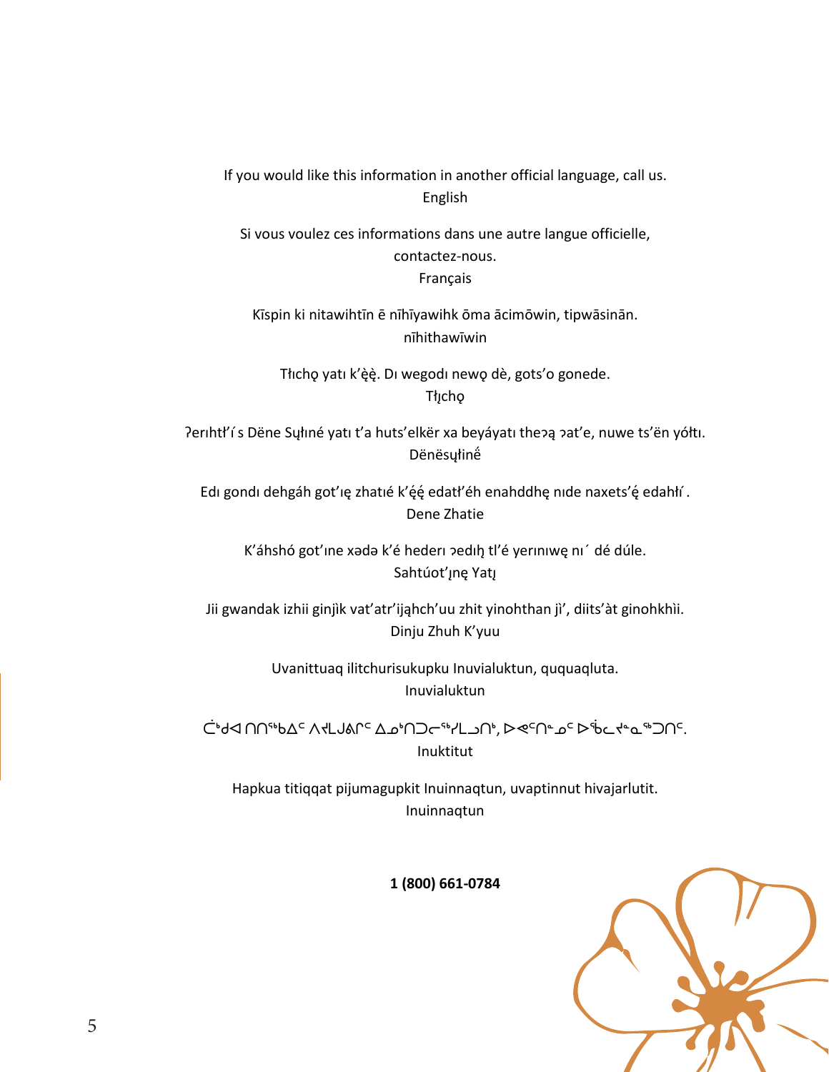If you would like this information in another official language, call us.
English

Si vous voulez ces informations dans une autre langue officielle, contactez-nous.
Français

Kīspin ki nitawihtīn ē nīhīyawihk ōma ācimōwin, tipwāsinān.
nīhithawīwin

Tłıchǫ yatı k'èę̀. Dı wegodı newǫ dè, gots'o gonede.
Tłįchǫ

ʔerıhtł'í s Dëne Sųłıné yatı t'a huts'elkër xa beyáyatı theʔą ʔat'e, nuwe ts'ën yółtı.
Dënësųłıné

Edı gondı dehgáh got'ıę zhatıé k'ę́ę́ edatł'éh enahddhę nıde naxets'ę́ edahłí.
Dene Zhatie

K'áhshó got'ıne xədə k'é hederı ʔedıh̨ tl'é yerınıwę nı´ dé dúle.
Sahtúot'įnę Yatį

Jii gwandak izhii ginjìk vat'atr'ijąhch'uu zhit yinohthan jì', diits'àt ginohkhìi.
Dinju Zhuh K'yuu

Uvanittuaq ilitchurisukupku Inuvialuktun, ququaqluta.
Inuvialuktun

ᑖᒃᑯᐊ ᑎᑎᖅᑲᐃᑦ ᐱᔪᒪᒍᕕᒋᑦ ᐃᓄᒃᑎᑐᓕᖅᓯᒪᓗᑎᒃ, ᐅᕙᑦᑎᓐᓄᑦ ᐅᖄᓚᔪᓐᓇᖅᑐᑎᑦ.
Inuktitut

Hapkua titiqqat pijumagupkit Inuinnaqtun, uvaptinnut hivajarlutit.
Inuinnaqtun

**1 (800) 661-0784**